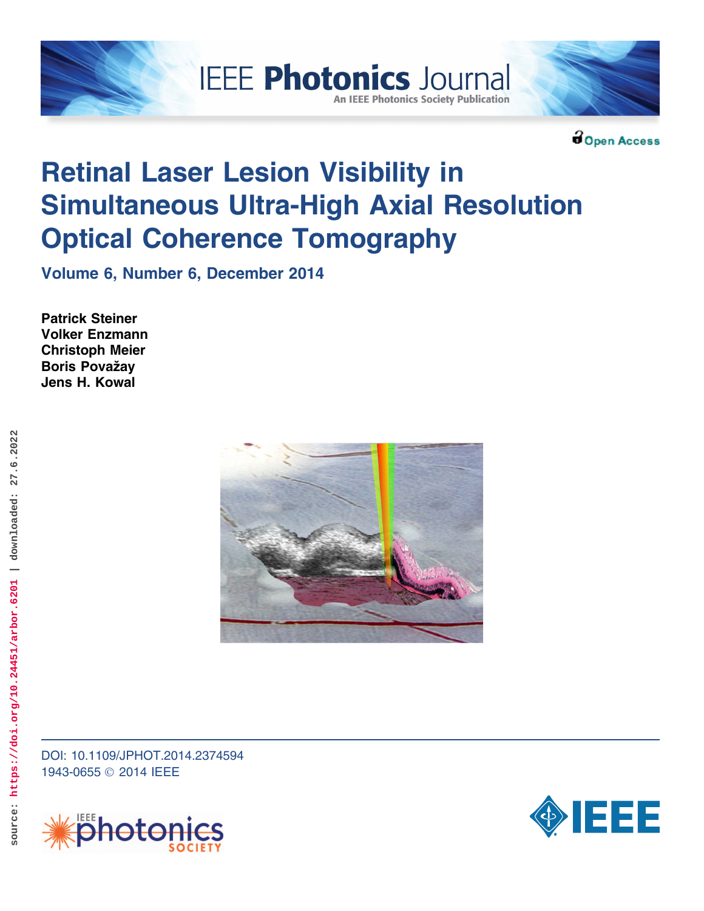IEEE Photonics Journal

An IEEE Photonics Society Publication

Open Access

# Retinal Laser Lesion Visibility in Simultaneous Ultra-High Axial Resolution Optical Coherence Tomography

**Volume 6, Number 6, December 2014**

**Patrick Steiner**
**Volker Enzmann**
**Christoph Meier**
**Boris Považay**
**Jens H. Kowal**

DOI: 10.1109/JPHOT.2014.2374594
1943-0655 © 2014 IEEE

source: https://doi.org/10.24451/arbor.6201 | downloaded: 27.6.2022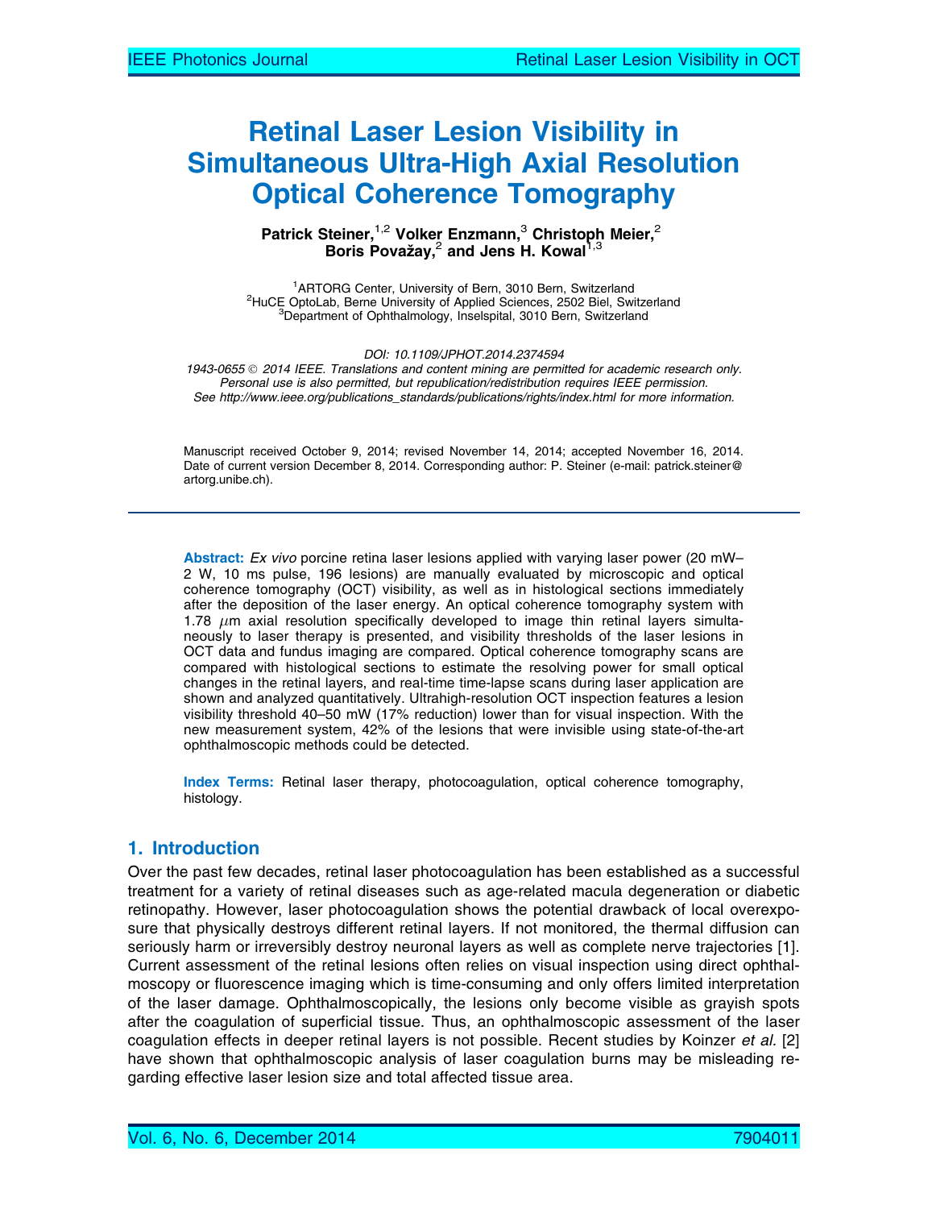# Retinal Laser Lesion Visibility in Simultaneous Ultra-High Axial Resolution Optical Coherence Tomography

**Patrick Steiner,[1,2] Volker Enzmann,[3] Christoph Meier,[2] Boris Považay,[2] and Jens H. Kowal[1,3]**

[1]ARTORG Center, University of Bern, 3010 Bern, Switzerland
[2]HuCE OptoLab, Berne University of Applied Sciences, 2502 Biel, Switzerland
[3]Department of Ophthalmology, Inselspital, 3010 Bern, Switzerland

*DOI: 10.1109/JPHOT.2014.2374594*
*1943-0655 © 2014 IEEE. Translations and content mining are permitted for academic research only. Personal use is also permitted, but republication/redistribution requires IEEE permission. See http://www.ieee.org/publications_standards/publications/rights/index.html for more information.*

Manuscript received October 9, 2014; revised November 14, 2014; accepted November 16, 2014. Date of current version December 8, 2014. Corresponding author: P. Steiner (e-mail: patrick.steiner@artorg.unibe.ch).

**Abstract:** *Ex vivo* porcine retina laser lesions applied with varying laser power (20 mW–2 W, 10 ms pulse, 196 lesions) are manually evaluated by microscopic and optical coherence tomography (OCT) visibility, as well as in histological sections immediately after the deposition of the laser energy. An optical coherence tomography system with 1.78 $\mu$m axial resolution specifically developed to image thin retinal layers simultaneously to laser therapy is presented, and visibility thresholds of the laser lesions in OCT data and fundus imaging are compared. Optical coherence tomography scans are compared with histological sections to estimate the resolving power for small optical changes in the retinal layers, and real-time time-lapse scans during laser application are shown and analyzed quantitatively. Ultrahigh-resolution OCT inspection features a lesion visibility threshold 40–50 mW (17% reduction) lower than for visual inspection. With the new measurement system, 42% of the lesions that were invisible using state-of-the-art ophthalmoscopic methods could be detected.

**Index Terms:** Retinal laser therapy, photocoagulation, optical coherence tomography, histology.

## 1. Introduction

Over the past few decades, retinal laser photocoagulation has been established as a successful treatment for a variety of retinal diseases such as age-related macula degeneration or diabetic retinopathy. However, laser photocoagulation shows the potential drawback of local overexposure that physically destroys different retinal layers. If not monitored, the thermal diffusion can seriously harm or irreversibly destroy neuronal layers as well as complete nerve trajectories [1]. Current assessment of the retinal lesions often relies on visual inspection using direct ophthalmoscopy or fluorescence imaging which is time-consuming and only offers limited interpretation of the laser damage. Ophthalmoscopically, the lesions only become visible as grayish spots after the coagulation of superficial tissue. Thus, an ophthalmoscopic assessment of the laser coagulation effects in deeper retinal layers is not possible. Recent studies by Koinzer *et al.* [2] have shown that ophthalmoscopic analysis of laser coagulation burns may be misleading regarding effective laser lesion size and total affected tissue area.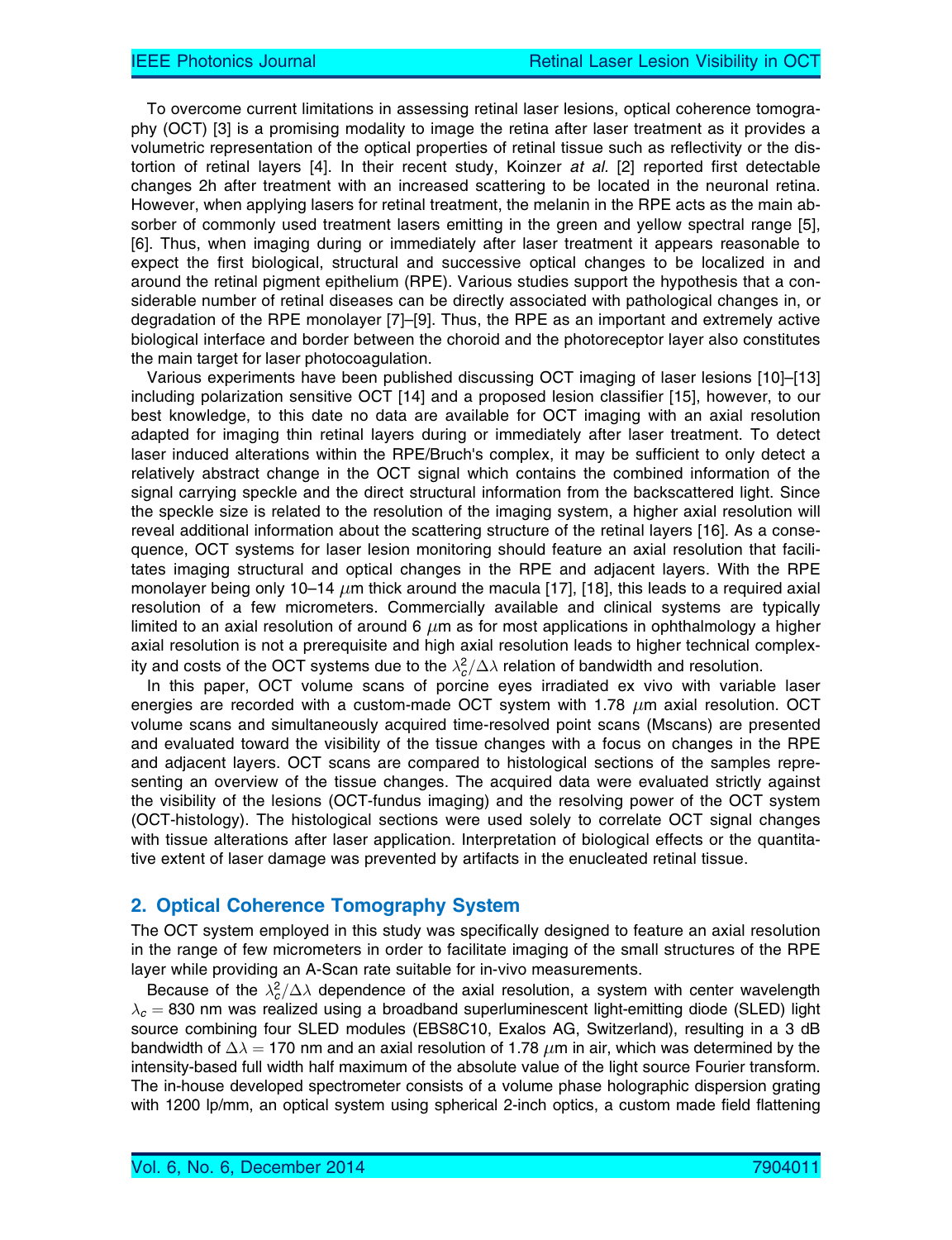To overcome current limitations in assessing retinal laser lesions, optical coherence tomography (OCT) [3] is a promising modality to image the retina after laser treatment as it provides a volumetric representation of the optical properties of retinal tissue such as reflectivity or the distortion of retinal layers [4]. In their recent study, Koinzer *at al.* [2] reported first detectable changes 2h after treatment with an increased scattering to be located in the neuronal retina. However, when applying lasers for retinal treatment, the melanin in the RPE acts as the main absorber of commonly used treatment lasers emitting in the green and yellow spectral range [5], [6]. Thus, when imaging during or immediately after laser treatment it appears reasonable to expect the first biological, structural and successive optical changes to be localized in and around the retinal pigment epithelium (RPE). Various studies support the hypothesis that a considerable number of retinal diseases can be directly associated with pathological changes in, or degradation of the RPE monolayer [7]–[9]. Thus, the RPE as an important and extremely active biological interface and border between the choroid and the photoreceptor layer also constitutes the main target for laser photocoagulation.

Various experiments have been published discussing OCT imaging of laser lesions [10]–[13] including polarization sensitive OCT [14] and a proposed lesion classifier [15], however, to our best knowledge, to this date no data are available for OCT imaging with an axial resolution adapted for imaging thin retinal layers during or immediately after laser treatment. To detect laser induced alterations within the RPE/Bruch's complex, it may be sufficient to only detect a relatively abstract change in the OCT signal which contains the combined information of the signal carrying speckle and the direct structural information from the backscattered light. Since the speckle size is related to the resolution of the imaging system, a higher axial resolution will reveal additional information about the scattering structure of the retinal layers [16]. As a consequence, OCT systems for laser lesion monitoring should feature an axial resolution that facilitates imaging structural and optical changes in the RPE and adjacent layers. With the RPE monolayer being only 10–14 $\mu$m thick around the macula [17], [18], this leads to a required axial resolution of a few micrometers. Commercially available and clinical systems are typically limited to an axial resolution of around 6 $\mu$m as for most applications in ophthalmology a higher axial resolution is not a prerequisite and high axial resolution leads to higher technical complexity and costs of the OCT systems due to the $\lambda_c^2/\Delta\lambda$ relation of bandwidth and resolution.

In this paper, OCT volume scans of porcine eyes irradiated ex vivo with variable laser energies are recorded with a custom-made OCT system with 1.78 $\mu$m axial resolution. OCT volume scans and simultaneously acquired time-resolved point scans (Mscans) are presented and evaluated toward the visibility of the tissue changes with a focus on changes in the RPE and adjacent layers. OCT scans are compared to histological sections of the samples representing an overview of the tissue changes. The acquired data were evaluated strictly against the visibility of the lesions (OCT-fundus imaging) and the resolving power of the OCT system (OCT-histology). The histological sections were used solely to correlate OCT signal changes with tissue alterations after laser application. Interpretation of biological effects or the quantitative extent of laser damage was prevented by artifacts in the enucleated retinal tissue.

## 2. Optical Coherence Tomography System

The OCT system employed in this study was specifically designed to feature an axial resolution in the range of few micrometers in order to facilitate imaging of the small structures of the RPE layer while providing an A-Scan rate suitable for in-vivo measurements.

Because of the $\lambda_c^2/\Delta\lambda$ dependence of the axial resolution, a system with center wavelength $\lambda_c = 830$ nm was realized using a broadband superluminescent light-emitting diode (SLED) light source combining four SLED modules (EBS8C10, Exalos AG, Switzerland), resulting in a 3 dB bandwidth of $\Delta\lambda = 170$ nm and an axial resolution of 1.78 $\mu$m in air, which was determined by the intensity-based full width half maximum of the absolute value of the light source Fourier transform. The in-house developed spectrometer consists of a volume phase holographic dispersion grating with 1200 lp/mm, an optical system using spherical 2-inch optics, a custom made field flattening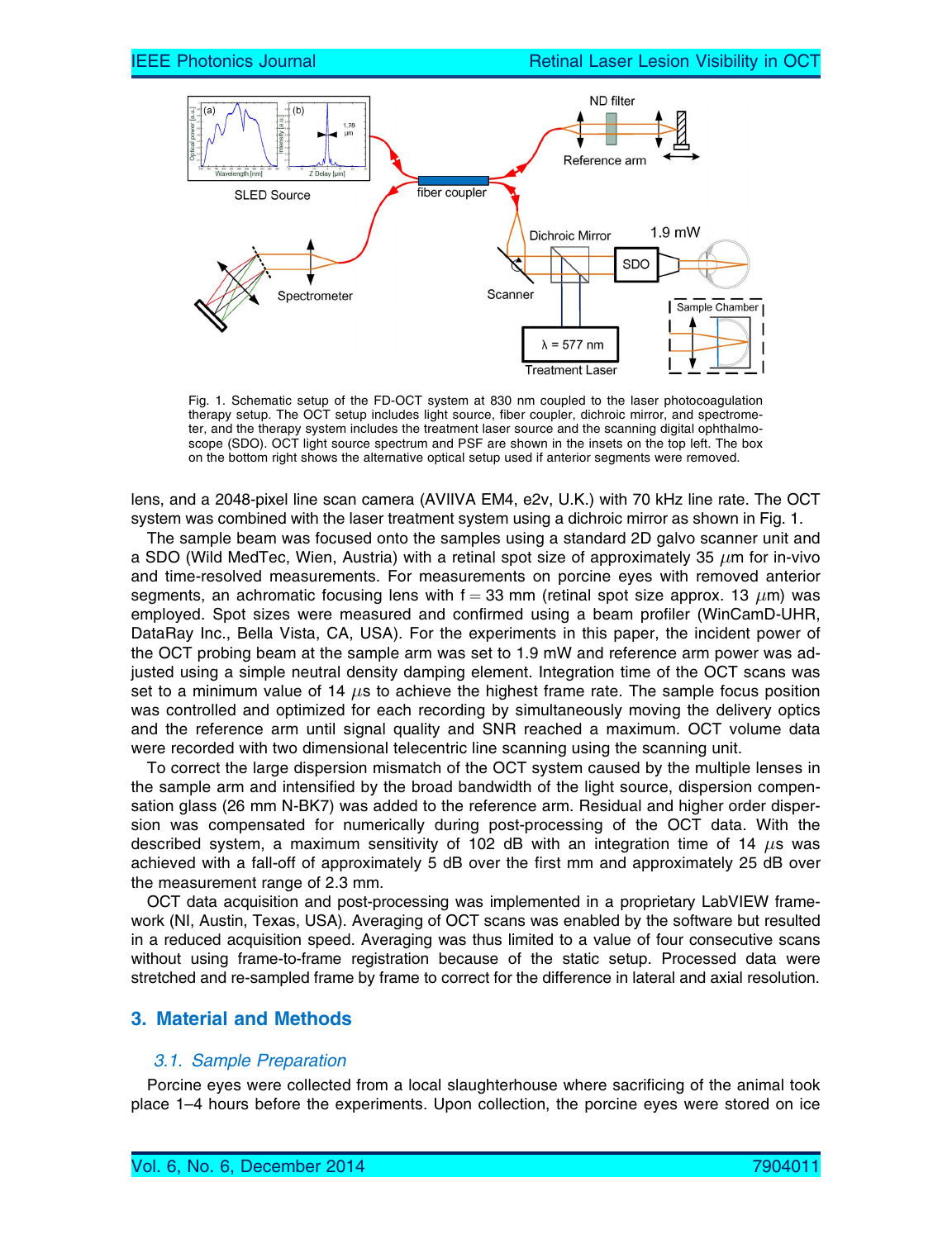Fig. 1. Schematic setup of the FD-OCT system at 830 nm coupled to the laser photocoagulation therapy setup. The OCT setup includes light source, fiber coupler, dichroic mirror, and spectrometer, and the therapy system includes the treatment laser source and the scanning digital ophthalmoscope (SDO). OCT light source spectrum and PSF are shown in the insets on the top left. The box on the bottom right shows the alternative optical setup used if anterior segments were removed.

lens, and a 2048-pixel line scan camera (AVIIVA EM4, e2v, U.K.) with 70 kHz line rate. The OCT system was combined with the laser treatment system using a dichroic mirror as shown in Fig. 1.

The sample beam was focused onto the samples using a standard 2D galvo scanner unit and a SDO (Wild MedTec, Wien, Austria) with a retinal spot size of approximately 35 $\mu$m for in-vivo and time-resolved measurements. For measurements on porcine eyes with removed anterior segments, an achromatic focusing lens with f = 33 mm (retinal spot size approx. 13 $\mu$m) was employed. Spot sizes were measured and confirmed using a beam profiler (WinCamD-UHR, DataRay Inc., Bella Vista, CA, USA). For the experiments in this paper, the incident power of the OCT probing beam at the sample arm was set to 1.9 mW and reference arm power was adjusted using a simple neutral density damping element. Integration time of the OCT scans was set to a minimum value of 14 $\mu$s to achieve the highest frame rate. The sample focus position was controlled and optimized for each recording by simultaneously moving the delivery optics and the reference arm until signal quality and SNR reached a maximum. OCT volume data were recorded with two dimensional telecentric line scanning using the scanning unit.

To correct the large dispersion mismatch of the OCT system caused by the multiple lenses in the sample arm and intensified by the broad bandwidth of the light source, dispersion compensation glass (26 mm N-BK7) was added to the reference arm. Residual and higher order dispersion was compensated for numerically during post-processing of the OCT data. With the described system, a maximum sensitivity of 102 dB with an integration time of 14 $\mu$s was achieved with a fall-off of approximately 5 dB over the first mm and approximately 25 dB over the measurement range of 2.3 mm.

OCT data acquisition and post-processing was implemented in a proprietary LabVIEW framework (NI, Austin, Texas, USA). Averaging of OCT scans was enabled by the software but resulted in a reduced acquisition speed. Averaging was thus limited to a value of four consecutive scans without using frame-to-frame registration because of the static setup. Processed data were stretched and re-sampled frame by frame to correct for the difference in lateral and axial resolution.

## 3. Material and Methods

### 3.1. Sample Preparation

Porcine eyes were collected from a local slaughterhouse where sacrificing of the animal took place 1–4 hours before the experiments. Upon collection, the porcine eyes were stored on ice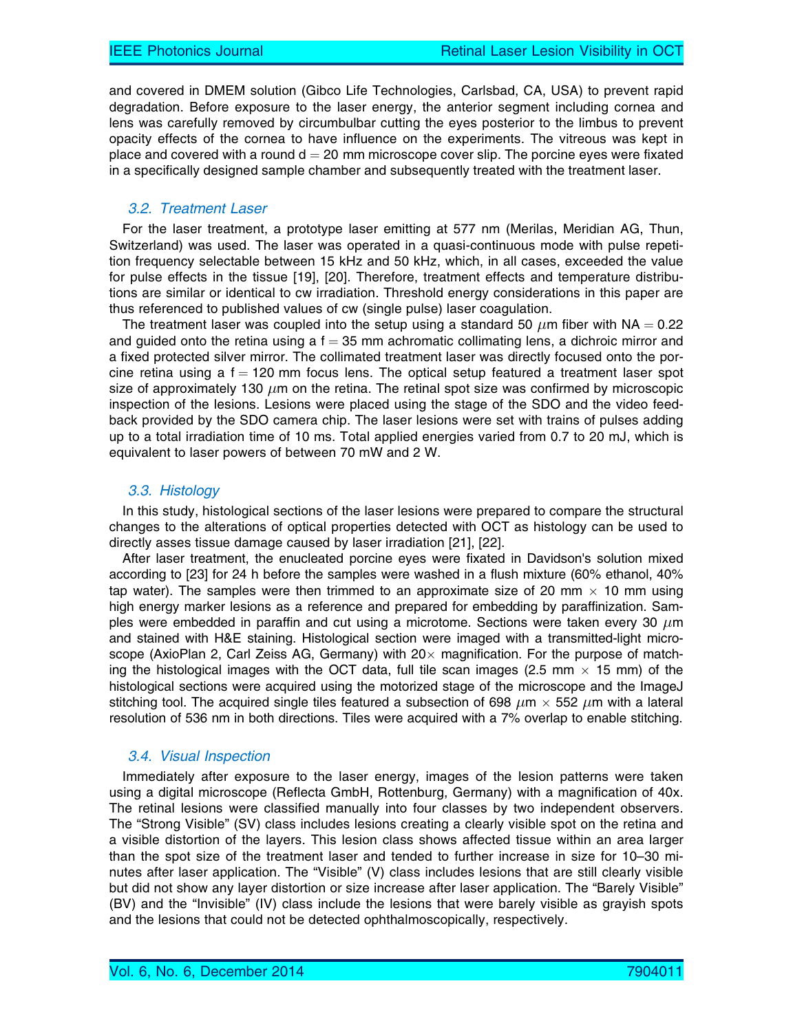and covered in DMEM solution (Gibco Life Technologies, Carlsbad, CA, USA) to prevent rapid degradation. Before exposure to the laser energy, the anterior segment including cornea and lens was carefully removed by circumbulbar cutting the eyes posterior to the limbus to prevent opacity effects of the cornea to have influence on the experiments. The vitreous was kept in place and covered with a round d = 20 mm microscope cover slip. The porcine eyes were fixated in a specifically designed sample chamber and subsequently treated with the treatment laser.

### 3.2. Treatment Laser

For the laser treatment, a prototype laser emitting at 577 nm (Merilas, Meridian AG, Thun, Switzerland) was used. The laser was operated in a quasi-continuous mode with pulse repetition frequency selectable between 15 kHz and 50 kHz, which, in all cases, exceeded the value for pulse effects in the tissue [19], [20]. Therefore, treatment effects and temperature distributions are similar or identical to cw irradiation. Threshold energy considerations in this paper are thus referenced to published values of cw (single pulse) laser coagulation.

The treatment laser was coupled into the setup using a standard 50 $\mu$m fiber with NA = 0.22 and guided onto the retina using a f = 35 mm achromatic collimating lens, a dichroic mirror and a fixed protected silver mirror. The collimated treatment laser was directly focused onto the porcine retina using a f = 120 mm focus lens. The optical setup featured a treatment laser spot size of approximately 130 $\mu$m on the retina. The retinal spot size was confirmed by microscopic inspection of the lesions. Lesions were placed using the stage of the SDO and the video feedback provided by the SDO camera chip. The laser lesions were set with trains of pulses adding up to a total irradiation time of 10 ms. Total applied energies varied from 0.7 to 20 mJ, which is equivalent to laser powers of between 70 mW and 2 W.

### 3.3. Histology

In this study, histological sections of the laser lesions were prepared to compare the structural changes to the alterations of optical properties detected with OCT as histology can be used to directly asses tissue damage caused by laser irradiation [21], [22].

After laser treatment, the enucleated porcine eyes were fixated in Davidson's solution mixed according to [23] for 24 h before the samples were washed in a flush mixture (60% ethanol, 40% tap water). The samples were then trimmed to an approximate size of 20 mm × 10 mm using high energy marker lesions as a reference and prepared for embedding by paraffinization. Samples were embedded in paraffin and cut using a microtome. Sections were taken every 30 $\mu$m and stained with H&E staining. Histological section were imaged with a transmitted-light microscope (AxioPlan 2, Carl Zeiss AG, Germany) with 20× magnification. For the purpose of matching the histological images with the OCT data, full tile scan images (2.5 mm × 15 mm) of the histological sections were acquired using the motorized stage of the microscope and the ImageJ stitching tool. The acquired single tiles featured a subsection of 698 $\mu$m × 552 $\mu$m with a lateral resolution of 536 nm in both directions. Tiles were acquired with a 7% overlap to enable stitching.

### 3.4. Visual Inspection

Immediately after exposure to the laser energy, images of the lesion patterns were taken using a digital microscope (Reflecta GmbH, Rottenburg, Germany) with a magnification of 40x. The retinal lesions were classified manually into four classes by two independent observers. The "Strong Visible" (SV) class includes lesions creating a clearly visible spot on the retina and a visible distortion of the layers. This lesion class shows affected tissue within an area larger than the spot size of the treatment laser and tended to further increase in size for 10–30 minutes after laser application. The "Visible" (V) class includes lesions that are still clearly visible but did not show any layer distortion or size increase after laser application. The "Barely Visible" (BV) and the "Invisible" (IV) class include the lesions that were barely visible as grayish spots and the lesions that could not be detected ophthalmoscopically, respectively.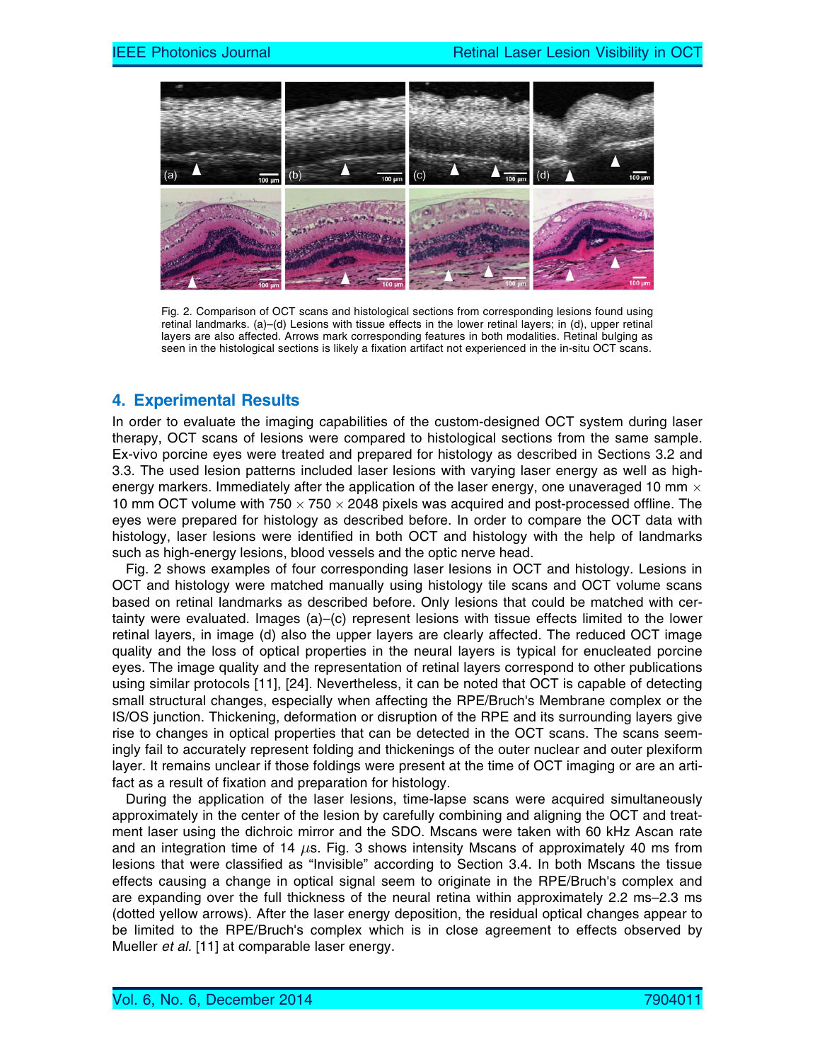(a) 100 µm
(b) 100 µm
(c) 100 µm
(d) 100 µm
100 µm
100 µm
100 µm
100 µm

Fig. 2. Comparison of OCT scans and histological sections from corresponding lesions found using retinal landmarks. (a)–(d) Lesions with tissue effects in the lower retinal layers; in (d), upper retinal layers are also affected. Arrows mark corresponding features in both modalities. Retinal bulging as seen in the histological sections is likely a fixation artifact not experienced in the in-situ OCT scans.

## 4. Experimental Results

In order to evaluate the imaging capabilities of the custom-designed OCT system during laser therapy, OCT scans of lesions were compared to histological sections from the same sample. Ex-vivo porcine eyes were treated and prepared for histology as described in Sections 3.2 and 3.3. The used lesion patterns included laser lesions with varying laser energy as well as high-energy markers. Immediately after the application of the laser energy, one unaveraged 10 mm $\times$ 10 mm OCT volume with 750 $\times$ 750 $\times$ 2048 pixels was acquired and post-processed offline. The eyes were prepared for histology as described before. In order to compare the OCT data with histology, laser lesions were identified in both OCT and histology with the help of landmarks such as high-energy lesions, blood vessels and the optic nerve head.

Fig. 2 shows examples of four corresponding laser lesions in OCT and histology. Lesions in OCT and histology were matched manually using histology tile scans and OCT volume scans based on retinal landmarks as described before. Only lesions that could be matched with certainty were evaluated. Images (a)–(c) represent lesions with tissue effects limited to the lower retinal layers, in image (d) also the upper layers are clearly affected. The reduced OCT image quality and the loss of optical properties in the neural layers is typical for enucleated porcine eyes. The image quality and the representation of retinal layers correspond to other publications using similar protocols [11], [24]. Nevertheless, it can be noted that OCT is capable of detecting small structural changes, especially when affecting the RPE/Bruch's Membrane complex or the IS/OS junction. Thickening, deformation or disruption of the RPE and its surrounding layers give rise to changes in optical properties that can be detected in the OCT scans. The scans seemingly fail to accurately represent folding and thickenings of the outer nuclear and outer plexiform layer. It remains unclear if those foldings were present at the time of OCT imaging or are an artifact as a result of fixation and preparation for histology.

During the application of the laser lesions, time-lapse scans were acquired simultaneously approximately in the center of the lesion by carefully combining and aligning the OCT and treatment laser using the dichroic mirror and the SDO. Mscans were taken with 60 kHz Ascan rate and an integration time of 14 $\mu$s. Fig. 3 shows intensity Mscans of approximately 40 ms from lesions that were classified as "Invisible" according to Section 3.4. In both Mscans the tissue effects causing a change in optical signal seem to originate in the RPE/Bruch's complex and are expanding over the full thickness of the neural retina within approximately 2.2 ms–2.3 ms (dotted yellow arrows). After the laser energy deposition, the residual optical changes appear to be limited to the RPE/Bruch's complex which is in close agreement to effects observed by Mueller *et al.* [11] at comparable laser energy.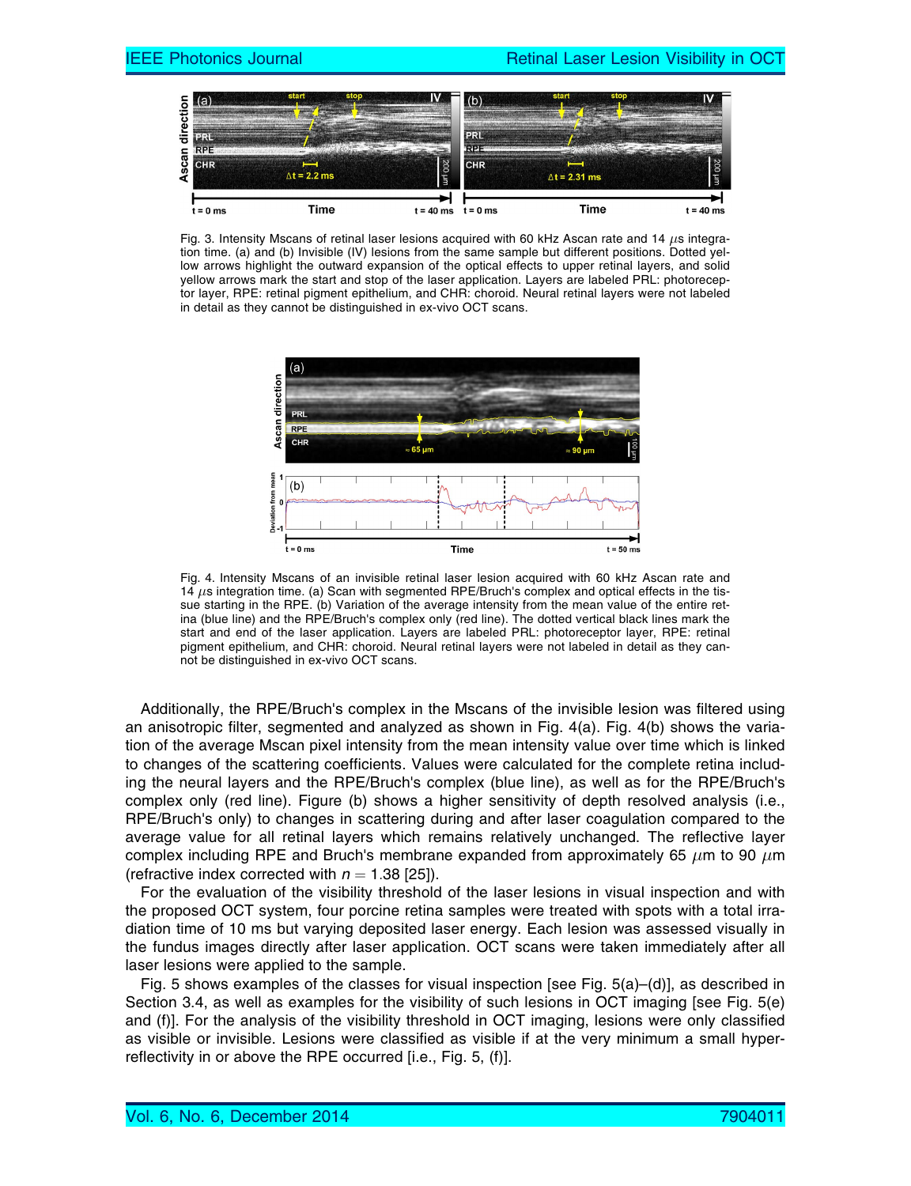Fig. 3. Intensity Mscans of retinal laser lesions acquired with 60 kHz Ascan rate and 14 $\mu$s integration time. (a) and (b) Invisible (IV) lesions from the same sample but different positions. Dotted yellow arrows highlight the outward expansion of the optical effects to upper retinal layers, and solid yellow arrows mark the start and stop of the laser application. Layers are labeled PRL: photoreceptor layer, RPE: retinal pigment epithelium, and CHR: choroid. Neural retinal layers were not labeled in detail as they cannot be distinguished in ex-vivo OCT scans.

Fig. 4. Intensity Mscans of an invisible retinal laser lesion acquired with 60 kHz Ascan rate and 14 $\mu$s integration time. (a) Scan with segmented RPE/Bruch's complex and optical effects in the tissue starting in the RPE. (b) Variation of the average intensity from the mean value of the entire retina (blue line) and the RPE/Bruch's complex only (red line). The dotted vertical black lines mark the start and end of the laser application. Layers are labeled PRL: photoreceptor layer, RPE: retinal pigment epithelium, and CHR: choroid. Neural retinal layers were not labeled in detail as they cannot be distinguished in ex-vivo OCT scans.

Additionally, the RPE/Bruch's complex in the Mscans of the invisible lesion was filtered using an anisotropic filter, segmented and analyzed as shown in Fig. 4(a). Fig. 4(b) shows the variation of the average Mscan pixel intensity from the mean intensity value over time which is linked to changes of the scattering coefficients. Values were calculated for the complete retina including the neural layers and the RPE/Bruch's complex (blue line), as well as for the RPE/Bruch's complex only (red line). Figure (b) shows a higher sensitivity of depth resolved analysis (i.e., RPE/Bruch's only) to changes in scattering during and after laser coagulation compared to the average value for all retinal layers which remains relatively unchanged. The reflective layer complex including RPE and Bruch's membrane expanded from approximately 65 $\mu$m to 90 $\mu$m (refractive index corrected with $n = 1.38$ [25]).

For the evaluation of the visibility threshold of the laser lesions in visual inspection and with the proposed OCT system, four porcine retina samples were treated with spots with a total irradiation time of 10 ms but varying deposited laser energy. Each lesion was assessed visually in the fundus images directly after laser application. OCT scans were taken immediately after all laser lesions were applied to the sample.

Fig. 5 shows examples of the classes for visual inspection [see Fig. 5(a)–(d)], as described in Section 3.4, as well as examples for the visibility of such lesions in OCT imaging [see Fig. 5(e) and (f)]. For the analysis of the visibility threshold in OCT imaging, lesions were only classified as visible or invisible. Lesions were classified as visible if at the very minimum a small hyperreflectivity in or above the RPE occurred [i.e., Fig. 5, (f)].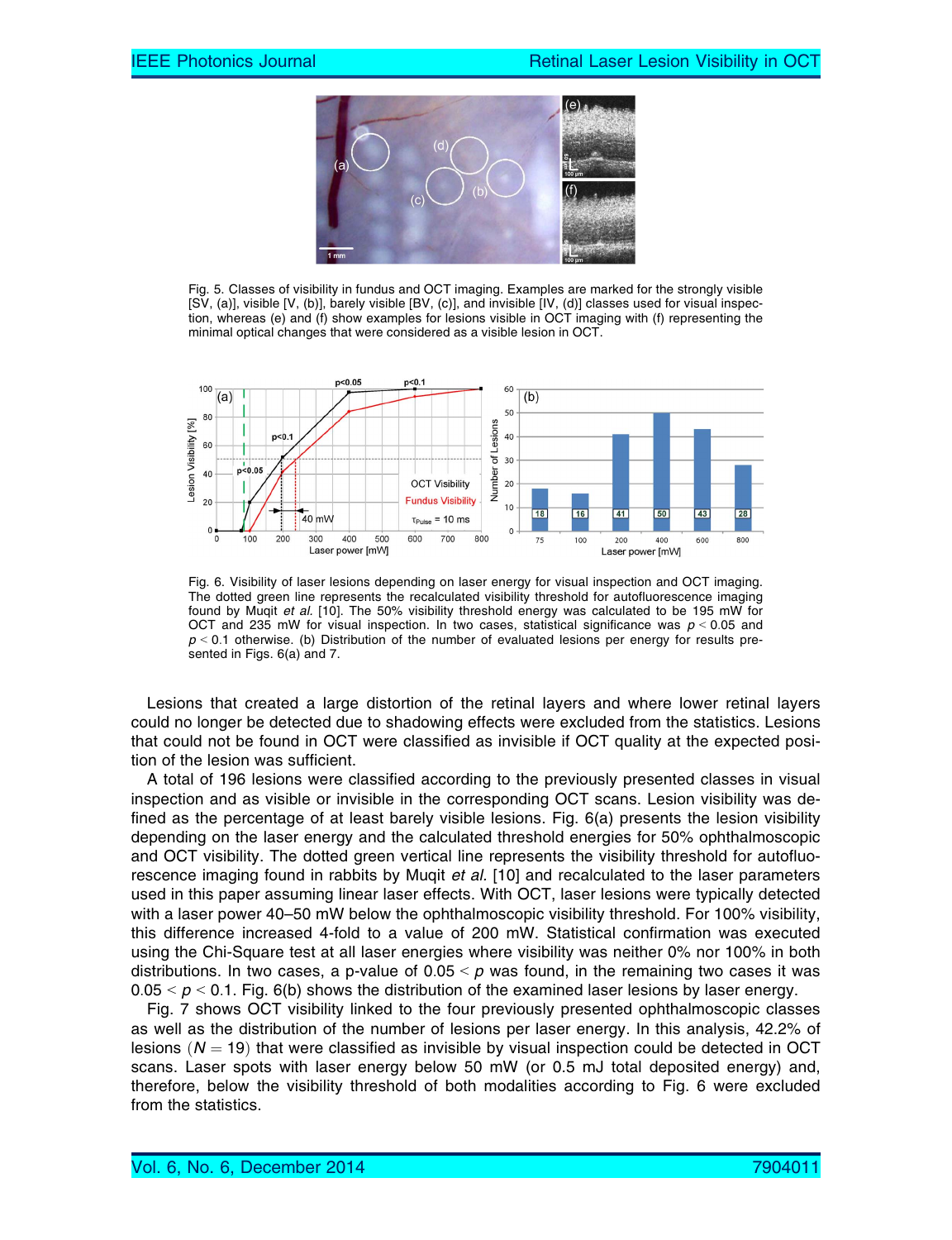Fig. 5. Classes of visibility in fundus and OCT imaging. Examples are marked for the strongly visible [SV, (a)], visible [V, (b)], barely visible [BV, (c)], and invisible [IV, (d)] classes used for visual inspection, whereas (e) and (f) show examples for lesions visible in OCT imaging with (f) representing the minimal optical changes that were considered as a visible lesion in OCT.

Fig. 6. Visibility of laser lesions depending on laser energy for visual inspection and OCT imaging. The dotted green line represents the recalculated visibility threshold for autofluorescence imaging found by Muqit *et al.* [10]. The 50% visibility threshold energy was calculated to be 195 mW for OCT and 235 mW for visual inspection. In two cases, statistical significance was $p < 0.05$ and $p < 0.1$ otherwise. (b) Distribution of the number of evaluated lesions per energy for results presented in Figs. 6(a) and 7.

Lesions that created a large distortion of the retinal layers and where lower retinal layers could no longer be detected due to shadowing effects were excluded from the statistics. Lesions that could not be found in OCT were classified as invisible if OCT quality at the expected position of the lesion was sufficient.

A total of 196 lesions were classified according to the previously presented classes in visual inspection and as visible or invisible in the corresponding OCT scans. Lesion visibility was defined as the percentage of at least barely visible lesions. Fig. 6(a) presents the lesion visibility depending on the laser energy and the calculated threshold energies for 50% ophthalmoscopic and OCT visibility. The dotted green vertical line represents the visibility threshold for autofluorescence imaging found in rabbits by Muqit *et al.* [10] and recalculated to the laser parameters used in this paper assuming linear laser effects. With OCT, laser lesions were typically detected with a laser power 40–50 mW below the ophthalmoscopic visibility threshold. For 100% visibility, this difference increased 4-fold to a value of 200 mW. Statistical confirmation was executed using the Chi-Square test at all laser energies where visibility was neither 0% nor 100% in both distributions. In two cases, a p-value of $0.05 < p$ was found, in the remaining two cases it was $0.05 < p < 0.1$. Fig. 6(b) shows the distribution of the examined laser lesions by laser energy.

Fig. 7 shows OCT visibility linked to the four previously presented ophthalmoscopic classes as well as the distribution of the number of lesions per laser energy. In this analysis, 42.2% of lesions ($N = 19$) that were classified as invisible by visual inspection could be detected in OCT scans. Laser spots with laser energy below 50 mW (or 0.5 mJ total deposited energy) and, therefore, below the visibility threshold of both modalities according to Fig. 6 were excluded from the statistics.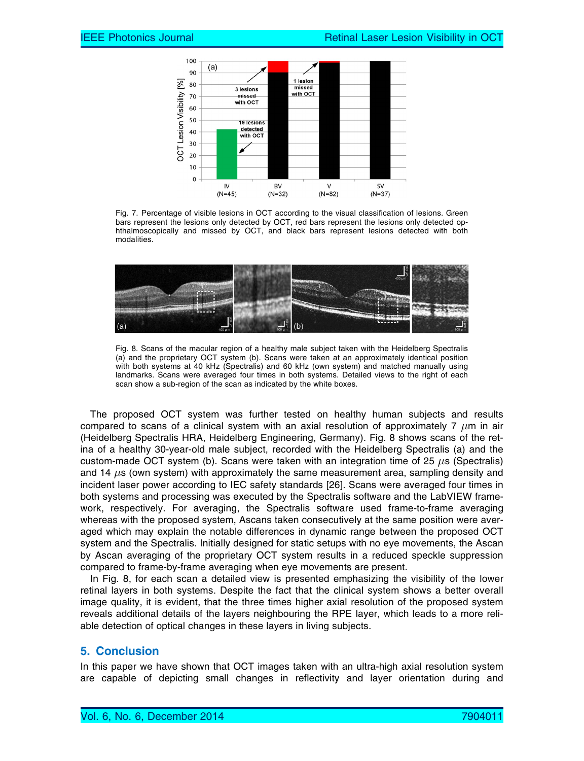Fig. 7. Percentage of visible lesions in OCT according to the visual classification of lesions. Green bars represent the lesions only detected by OCT, red bars represent the lesions only detected ophthalmoscopically and missed by OCT, and black bars represent lesions detected with both modalities.

Fig. 8. Scans of the macular region of a healthy male subject taken with the Heidelberg Spectralis (a) and the proprietary OCT system (b). Scans were taken at an approximately identical position with both systems at 40 kHz (Spectralis) and 60 kHz (own system) and matched manually using landmarks. Scans were averaged four times in both systems. Detailed views to the right of each scan show a sub-region of the scan as indicated by the white boxes.

The proposed OCT system was further tested on healthy human subjects and results compared to scans of a clinical system with an axial resolution of approximately 7 $\mu$m in air (Heidelberg Spectralis HRA, Heidelberg Engineering, Germany). Fig. 8 shows scans of the retina of a healthy 30-year-old male subject, recorded with the Heidelberg Spectralis (a) and the custom-made OCT system (b). Scans were taken with an integration time of 25 $\mu$s (Spectralis) and 14 $\mu$s (own system) with approximately the same measurement area, sampling density and incident laser power according to IEC safety standards [26]. Scans were averaged four times in both systems and processing was executed by the Spectralis software and the LabVIEW framework, respectively. For averaging, the Spectralis software used frame-to-frame averaging whereas with the proposed system, Ascans taken consecutively at the same position were averaged which may explain the notable differences in dynamic range between the proposed OCT system and the Spectralis. Initially designed for static setups with no eye movements, the Ascan by Ascan averaging of the proprietary OCT system results in a reduced speckle suppression compared to frame-by-frame averaging when eye movements are present.

In Fig. 8, for each scan a detailed view is presented emphasizing the visibility of the lower retinal layers in both systems. Despite the fact that the clinical system shows a better overall image quality, it is evident, that the three times higher axial resolution of the proposed system reveals additional details of the layers neighbouring the RPE layer, which leads to a more reliable detection of optical changes in these layers in living subjects.

## 5. Conclusion

In this paper we have shown that OCT images taken with an ultra-high axial resolution system are capable of depicting small changes in reflectivity and layer orientation during and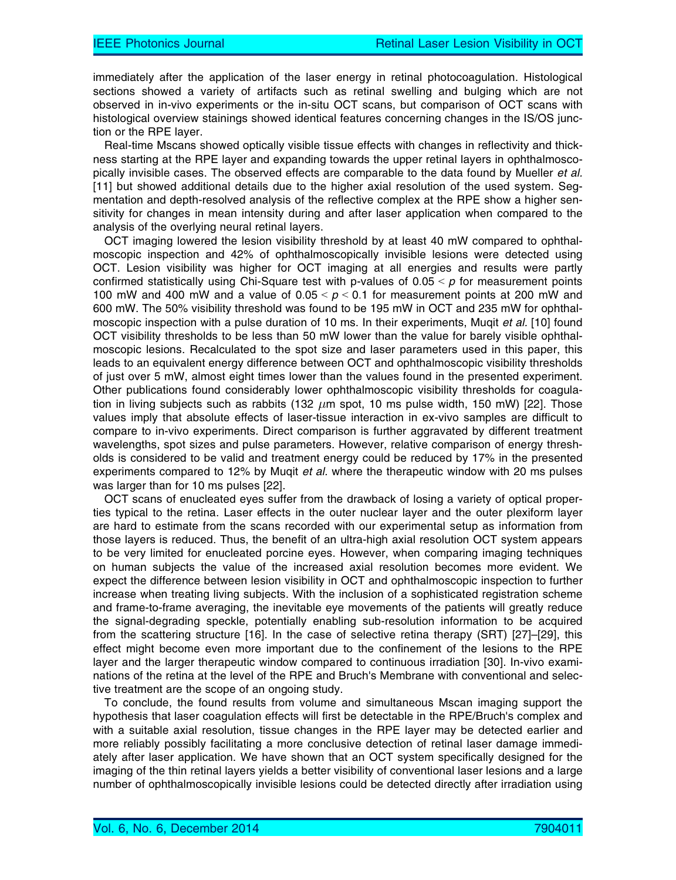immediately after the application of the laser energy in retinal photocoagulation. Histological sections showed a variety of artifacts such as retinal swelling and bulging which are not observed in in-vivo experiments or the in-situ OCT scans, but comparison of OCT scans with histological overview stainings showed identical features concerning changes in the IS/OS junction or the RPE layer.

Real-time Mscans showed optically visible tissue effects with changes in reflectivity and thickness starting at the RPE layer and expanding towards the upper retinal layers in ophthalmoscopically invisible cases. The observed effects are comparable to the data found by Mueller *et al.* [11] but showed additional details due to the higher axial resolution of the used system. Segmentation and depth-resolved analysis of the reflective complex at the RPE show a higher sensitivity for changes in mean intensity during and after laser application when compared to the analysis of the overlying neural retinal layers.

OCT imaging lowered the lesion visibility threshold by at least 40 mW compared to ophthalmoscopic inspection and 42% of ophthalmoscopically invisible lesions were detected using OCT. Lesion visibility was higher for OCT imaging at all energies and results were partly confirmed statistically using Chi-Square test with p-values of $0.05 < p$ for measurement points 100 mW and 400 mW and a value of $0.05 < p < 0.1$ for measurement points at 200 mW and 600 mW. The 50% visibility threshold was found to be 195 mW in OCT and 235 mW for ophthalmoscopic inspection with a pulse duration of 10 ms. In their experiments, Muqit *et al.* [10] found OCT visibility thresholds to be less than 50 mW lower than the value for barely visible ophthalmoscopic lesions. Recalculated to the spot size and laser parameters used in this paper, this leads to an equivalent energy difference between OCT and ophthalmoscopic visibility thresholds of just over 5 mW, almost eight times lower than the values found in the presented experiment. Other publications found considerably lower ophthalmoscopic visibility thresholds for coagulation in living subjects such as rabbits (132 $\mu$m spot, 10 ms pulse width, 150 mW) [22]. Those values imply that absolute effects of laser-tissue interaction in ex-vivo samples are difficult to compare to in-vivo experiments. Direct comparison is further aggravated by different treatment wavelengths, spot sizes and pulse parameters. However, relative comparison of energy thresholds is considered to be valid and treatment energy could be reduced by 17% in the presented experiments compared to 12% by Muqit *et al.* where the therapeutic window with 20 ms pulses was larger than for 10 ms pulses [22].

OCT scans of enucleated eyes suffer from the drawback of losing a variety of optical properties typical to the retina. Laser effects in the outer nuclear layer and the outer plexiform layer are hard to estimate from the scans recorded with our experimental setup as information from those layers is reduced. Thus, the benefit of an ultra-high axial resolution OCT system appears to be very limited for enucleated porcine eyes. However, when comparing imaging techniques on human subjects the value of the increased axial resolution becomes more evident. We expect the difference between lesion visibility in OCT and ophthalmoscopic inspection to further increase when treating living subjects. With the inclusion of a sophisticated registration scheme and frame-to-frame averaging, the inevitable eye movements of the patients will greatly reduce the signal-degrading speckle, potentially enabling sub-resolution information to be acquired from the scattering structure [16]. In the case of selective retina therapy (SRT) [27]–[29], this effect might become even more important due to the confinement of the lesions to the RPE layer and the larger therapeutic window compared to continuous irradiation [30]. In-vivo examinations of the retina at the level of the RPE and Bruch's Membrane with conventional and selective treatment are the scope of an ongoing study.

To conclude, the found results from volume and simultaneous Mscan imaging support the hypothesis that laser coagulation effects will first be detectable in the RPE/Bruch's complex and with a suitable axial resolution, tissue changes in the RPE layer may be detected earlier and more reliably possibly facilitating a more conclusive detection of retinal laser damage immediately after laser application. We have shown that an OCT system specifically designed for the imaging of the thin retinal layers yields a better visibility of conventional laser lesions and a large number of ophthalmoscopically invisible lesions could be detected directly after irradiation using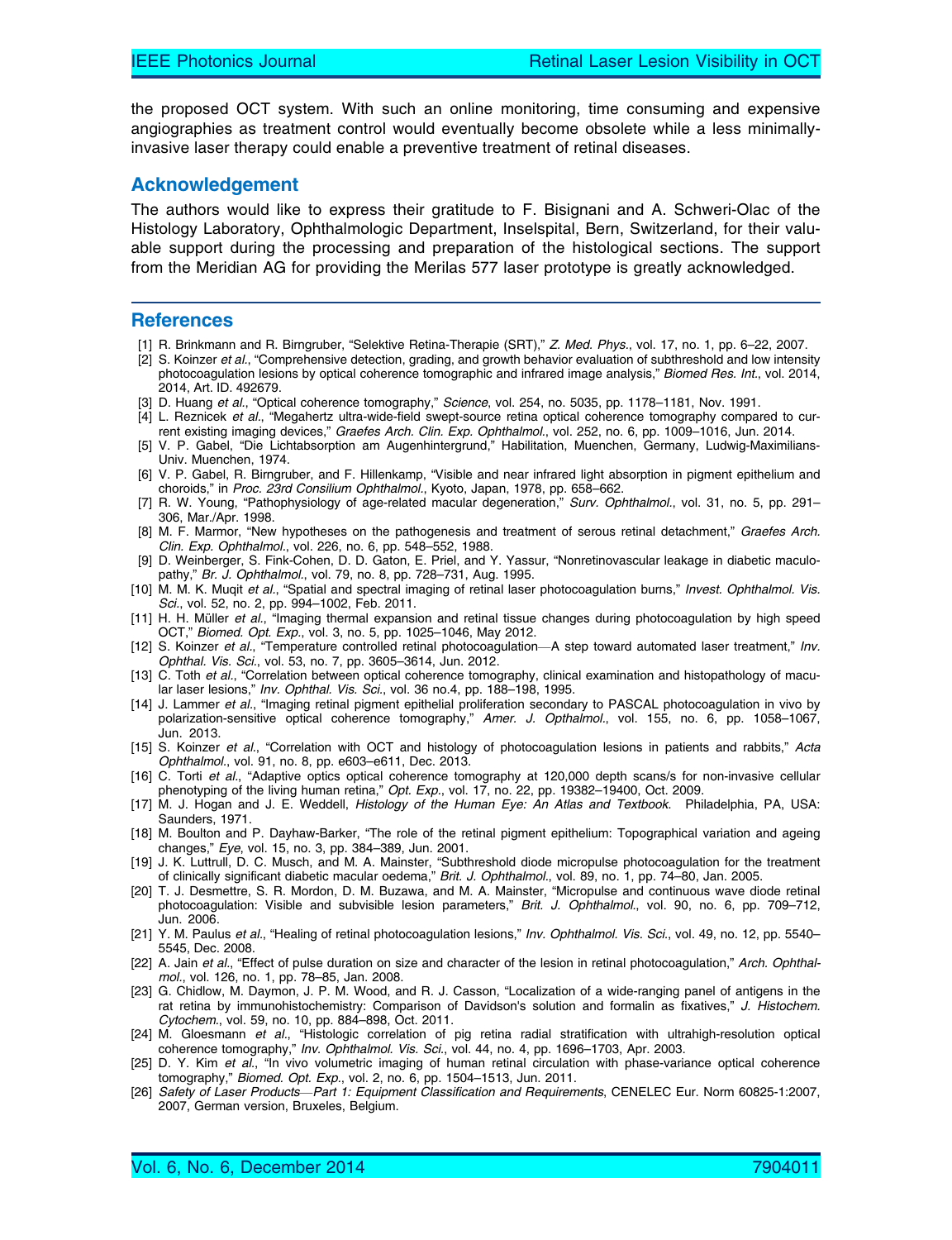the proposed OCT system. With such an online monitoring, time consuming and expensive angiographies as treatment control would eventually become obsolete while a less minimally-invasive laser therapy could enable a preventive treatment of retinal diseases.

## Acknowledgement

The authors would like to express their gratitude to F. Bisignani and A. Schweri-Olac of the Histology Laboratory, Ophthalmologic Department, Inselspital, Bern, Switzerland, for their valuable support during the processing and preparation of the histological sections. The support from the Meridian AG for providing the Merilas 577 laser prototype is greatly acknowledged.

## References

[1] R. Brinkmann and R. Birngruber, "Selektive Retina-Therapie (SRT)," *Z. Med. Phys.*, vol. 17, no. 1, pp. 6–22, 2007.

[2] S. Koinzer *et al.*, "Comprehensive detection, grading, and growth behavior evaluation of subthreshold and low intensity photocoagulation lesions by optical coherence tomographic and infrared image analysis," *Biomed Res. Int.*, vol. 2014, 2014, Art. ID. 492679.

[3] D. Huang *et al.*, "Optical coherence tomography," *Science*, vol. 254, no. 5035, pp. 1178–1181, Nov. 1991.

[4] L. Reznicek *et al.*, "Megahertz ultra-wide-field swept-source retina optical coherence tomography compared to current existing imaging devices," *Graefes Arch. Clin. Exp. Ophthalmol.*, vol. 252, no. 6, pp. 1009–1016, Jun. 2014.

[5] V. P. Gabel, "Die Lichtabsorption am Augenhintergrund," Habilitation, Muenchen, Germany, Ludwig-Maximilians-Univ. Muenchen, 1974.

[6] V. P. Gabel, R. Birngruber, and F. Hillenkamp, "Visible and near infrared light absorption in pigment epithelium and choroids," in *Proc. 23rd Consilium Ophthalmol.*, Kyoto, Japan, 1978, pp. 658–662.

[7] R. W. Young, "Pathophysiology of age-related macular degeneration," *Surv. Ophthalmol.*, vol. 31, no. 5, pp. 291–306, Mar./Apr. 1998.

[8] M. F. Marmor, "New hypotheses on the pathogenesis and treatment of serous retinal detachment," *Graefes Arch. Clin. Exp. Ophthalmol.*, vol. 226, no. 6, pp. 548–552, 1988.

[9] D. Weinberger, S. Fink-Cohen, D. D. Gaton, E. Priel, and Y. Yassur, "Nonretinovascular leakage in diabetic maculopathy," *Br. J. Ophthalmol.*, vol. 79, no. 8, pp. 728–731, Aug. 1995.

[10] M. M. K. Muqit *et al.*, "Spatial and spectral imaging of retinal laser photocoagulation burns," *Invest. Ophthalmol. Vis. Sci.*, vol. 52, no. 2, pp. 994–1002, Feb. 2011.

[11] H. H. Müller *et al.*, "Imaging thermal expansion and retinal tissue changes during photocoagulation by high speed OCT," *Biomed. Opt. Exp.*, vol. 3, no. 5, pp. 1025–1046, May 2012.

[12] S. Koinzer *et al.*, "Temperature controlled retinal photocoagulation—A step toward automated laser treatment," *Inv. Ophthal. Vis. Sci.*, vol. 53, no. 7, pp. 3605–3614, Jun. 2012.

[13] C. Toth *et al.*, "Correlation between optical coherence tomography, clinical examination and histopathology of macular laser lesions," *Inv. Ophthal. Vis. Sci.*, vol. 36 no.4, pp. 188–198, 1995.

[14] J. Lammer *et al.*, "Imaging retinal pigment epithelial proliferation secondary to PASCAL photocoagulation in vivo by polarization-sensitive optical coherence tomography," *Amer. J. Opthalmol.*, vol. 155, no. 6, pp. 1058–1067, Jun. 2013.

[15] S. Koinzer *et al.*, "Correlation with OCT and histology of photocoagulation lesions in patients and rabbits," *Acta Ophthalmol.*, vol. 91, no. 8, pp. e603–e611, Dec. 2013.

[16] C. Torti *et al.*, "Adaptive optics optical coherence tomography at 120,000 depth scans/s for non-invasive cellular phenotyping of the living human retina," *Opt. Exp.*, vol. 17, no. 22, pp. 19382–19400, Oct. 2009.

[17] M. J. Hogan and J. E. Weddell, *Histology of the Human Eye: An Atlas and Textbook.* Philadelphia, PA, USA: Saunders, 1971.

[18] M. Boulton and P. Dayhaw-Barker, "The role of the retinal pigment epithelium: Topographical variation and ageing changes," *Eye*, vol. 15, no. 3, pp. 384–389, Jun. 2001.

[19] J. K. Luttrull, D. C. Musch, and M. A. Mainster, "Subthreshold diode micropulse photocoagulation for the treatment of clinically significant diabetic macular oedema," *Brit. J. Ophthalmol.*, vol. 89, no. 1, pp. 74–80, Jan. 2005.

[20] T. J. Desmettre, S. R. Mordon, D. M. Buzawa, and M. A. Mainster, "Micropulse and continuous wave diode retinal photocoagulation: Visible and subvisible lesion parameters," *Brit. J. Ophthalmol.*, vol. 90, no. 6, pp. 709–712, Jun. 2006.

[21] Y. M. Paulus *et al.*, "Healing of retinal photocoagulation lesions," *Inv. Ophthalmol. Vis. Sci.*, vol. 49, no. 12, pp. 5540–5545, Dec. 2008.

[22] A. Jain *et al.*, "Effect of pulse duration on size and character of the lesion in retinal photocoagulation," *Arch. Ophthalmol.*, vol. 126, no. 1, pp. 78–85, Jan. 2008.

[23] G. Chidlow, M. Daymon, J. P. M. Wood, and R. J. Casson, "Localization of a wide-ranging panel of antigens in the rat retina by immunohistochemistry: Comparison of Davidson's solution and formalin as fixatives," *J. Histochem. Cytochem.*, vol. 59, no. 10, pp. 884–898, Oct. 2011.

[24] M. Gloesmann *et al.*, "Histologic correlation of pig retina radial stratification with ultrahigh-resolution optical coherence tomography," *Inv. Ophthalmol. Vis. Sci.*, vol. 44, no. 4, pp. 1696–1703, Apr. 2003.

[25] D. Y. Kim *et al.*, "In vivo volumetric imaging of human retinal circulation with phase-variance optical coherence tomography," *Biomed. Opt. Exp.*, vol. 2, no. 6, pp. 1504–1513, Jun. 2011.

[26] *Safety of Laser Products—Part 1: Equipment Classification and Requirements*, CENELEC Eur. Norm 60825-1:2007, 2007, German version, Bruxeles, Belgium.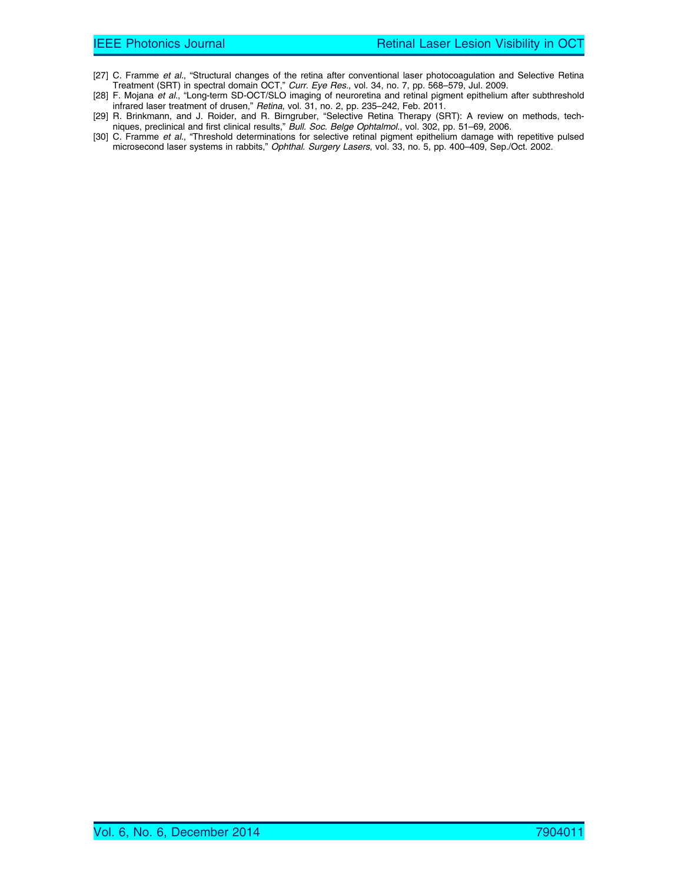[27] C. Framme *et al.*, “Structural changes of the retina after conventional laser photocoagulation and Selective Retina Treatment (SRT) in spectral domain OCT,” *Curr. Eye Res.*, vol. 34, no. 7, pp. 568–579, Jul. 2009.

[28] F. Mojana *et al.*, “Long-term SD-OCT/SLO imaging of neuroretina and retinal pigment epithelium after subthreshold infrared laser treatment of drusen,” *Retina*, vol. 31, no. 2, pp. 235–242, Feb. 2011.

[29] R. Brinkmann, and J. Roider, and R. Birngruber, “Selective Retina Therapy (SRT): A review on methods, techniques, preclinical and first clinical results,” *Bull. Soc. Belge Ophtalmol.*, vol. 302, pp. 51–69, 2006.

[30] C. Framme *et al.*, “Threshold determinations for selective retinal pigment epithelium damage with repetitive pulsed microsecond laser systems in rabbits,” *Ophthal. Surgery Lasers*, vol. 33, no. 5, pp. 400–409, Sep./Oct. 2002.